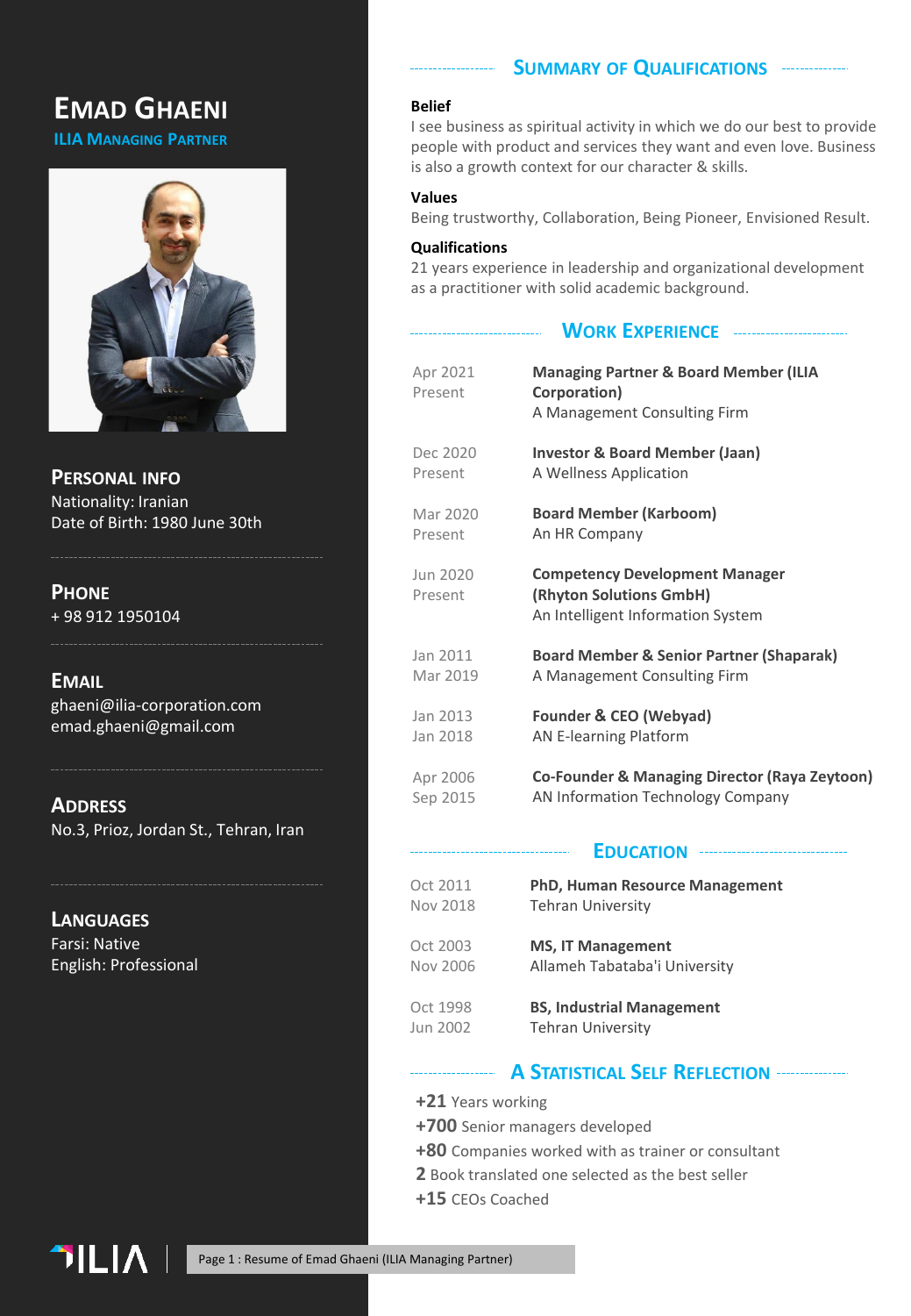# Emad Ghaeni

**ILIA Managing Partner**

## Personal Info

Nationality: Iranian
Date of Birth: 1980 June 30th

## Phone

+ 98 912 1950104

## Email

ghaeni@ilia-corporation.com
emad.ghaeni@gmail.com

## Address

No.3, Prioz, Jordan St., Tehran, Iran

## Languages

Farsi: Native
English: Professional

## Summary of Qualifications

**Belief**

I see business as spiritual activity in which we do our best to provide people with product and services they want and even love. Business is also a growth context for our character & skills.

**Values**

Being trustworthy, Collaboration, Being Pioneer, Envisioned Result.

**Qualifications**

21 years experience in leadership and organizational development as a practitioner with solid academic background.

## Work Experience

| Period | Position |
|---|---|
| Apr 2021 – Present | **Managing Partner & Board Member (ILIA Corporation)**<br>A Management Consulting Firm |
| Dec 2020 – Present | **Investor & Board Member (Jaan)**<br>A Wellness Application |
| Mar 2020 – Present | **Board Member (Karboom)**<br>An HR Company |
| Jun 2020 – Present | **Competency Development Manager (Rhyton Solutions GmbH)**<br>An Intelligent Information System |
| Jan 2011 – Mar 2019 | **Board Member & Senior Partner (Shaparak)**<br>A Management Consulting Firm |
| Jan 2013 – Jan 2018 | **Founder & CEO (Webyad)**<br>AN E-learning Platform |
| Apr 2006 – Sep 2015 | **Co-Founder & Managing Director (Raya Zeytoon)**<br>AN Information Technology Company |

## Education

| Period | Degree |
|---|---|
| Oct 2011 – Nov 2018 | **PhD, Human Resource Management**<br>Tehran University |
| Oct 2003 – Nov 2006 | **MS, IT Management**<br>Allameh Tabataba'i University |
| Oct 1998 – Jun 2002 | **BS, Industrial Management**<br>Tehran University |

## A Statistical Self Reflection

**+21** Years working
**+700** Senior managers developed
**+80** Companies worked with as trainer or consultant
**2** Book translated one selected as the best seller
**+15** CEOs Coached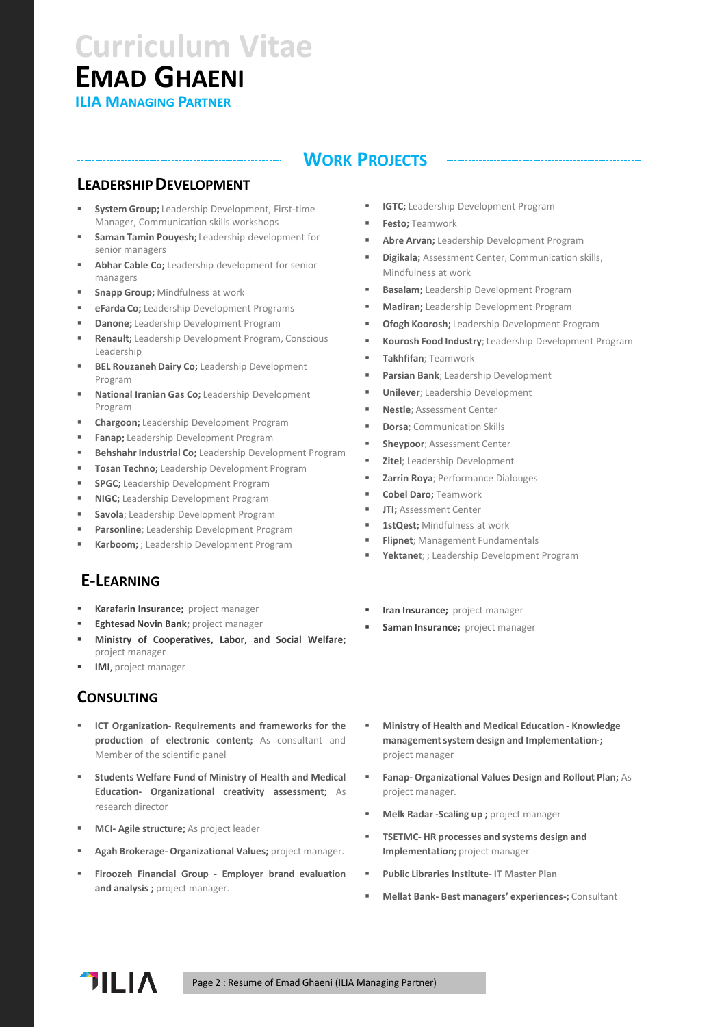# Curriculum Vitae

# Emad Ghaeni

**ILIA Managing Partner**

## Work Projects

### Leadership Development

- **System Group;** Leadership Development, First-time Manager, Communication skills workshops
- **Saman Tamin Pouyesh;** Leadership development for senior managers
- **Abhar Cable Co;** Leadership development for senior managers
- **Snapp Group;** Mindfulness at work
- **eFarda Co;** Leadership Development Programs
- **Danone;** Leadership Development Program
- **Renault;** Leadership Development Program, Conscious Leadership
- **BEL Rouzaneh Dairy Co;** Leadership Development Program
- **National Iranian Gas Co;** Leadership Development Program
- **Chargoon;** Leadership Development Program
- **Fanap;** Leadership Development Program
- **Behshahr Industrial Co;** Leadership Development Program
- **Tosan Techno;** Leadership Development Program
- **SPGC;** Leadership Development Program
- **NIGC;** Leadership Development Program
- **Savola**; Leadership Development Program
- **Parsonline**; Leadership Development Program
- **Karboom;** ; Leadership Development Program
- **IGTC;** Leadership Development Program
- **Festo;** Teamwork
- **Abre Arvan;** Leadership Development Program
- **Digikala;** Assessment Center, Communication skills, Mindfulness at work
- **Basalam;** Leadership Development Program
- **Madiran;** Leadership Development Program
- **Ofogh Koorosh;** Leadership Development Program
- **Kourosh Food Industry**; Leadership Development Program
- **Takhfifan**; Teamwork
- **Parsian Bank**; Leadership Development
- **Unilever**; Leadership Development
- **Nestle**; Assessment Center
- **Dorsa**; Communication Skills
- **Sheypoor**; Assessment Center
- **Zitel**; Leadership Development
- **Zarrin Roya**; Performance Dialouges
- **Cobel Daro;** Teamwork
- **JTI;** Assessment Center
- **1stQest;** Mindfulness at work
- **Flipnet**; Management Fundamentals
- **Yektanet**; ; Leadership Development Program

### E-Learning

- **Karafarin Insurance;** project manager
- **Eghtesad Novin Bank**; project manager
- **Ministry of Cooperatives, Labor, and Social Welfare;** project manager
- **IMI**, project manager
- **Iran Insurance;** project manager
- **Saman Insurance;** project manager

### Consulting

- **ICT Organization- Requirements and frameworks for the production of electronic content;** As consultant and Member of the scientific panel
- **Students Welfare Fund of Ministry of Health and Medical Education- Organizational creativity assessment;** As research director
- **MCI- Agile structure;** As project leader
- **Agah Brokerage- Organizational Values;** project manager.
- **Firoozeh Financial Group - Employer brand evaluation and analysis ;** project manager.
- **Ministry of Health and Medical Education - Knowledge management system design and Implementation-;** project manager
- **Fanap- Organizational Values Design and Rollout Plan;** As project manager.
- **Melk Radar -Scaling up ;** project manager
- **TSETMC- HR processes and systems design and Implementation;** project manager
- **Public Libraries Institute**- IT Master Plan
- **Mellat Bank- Best managers' experiences-;** Consultant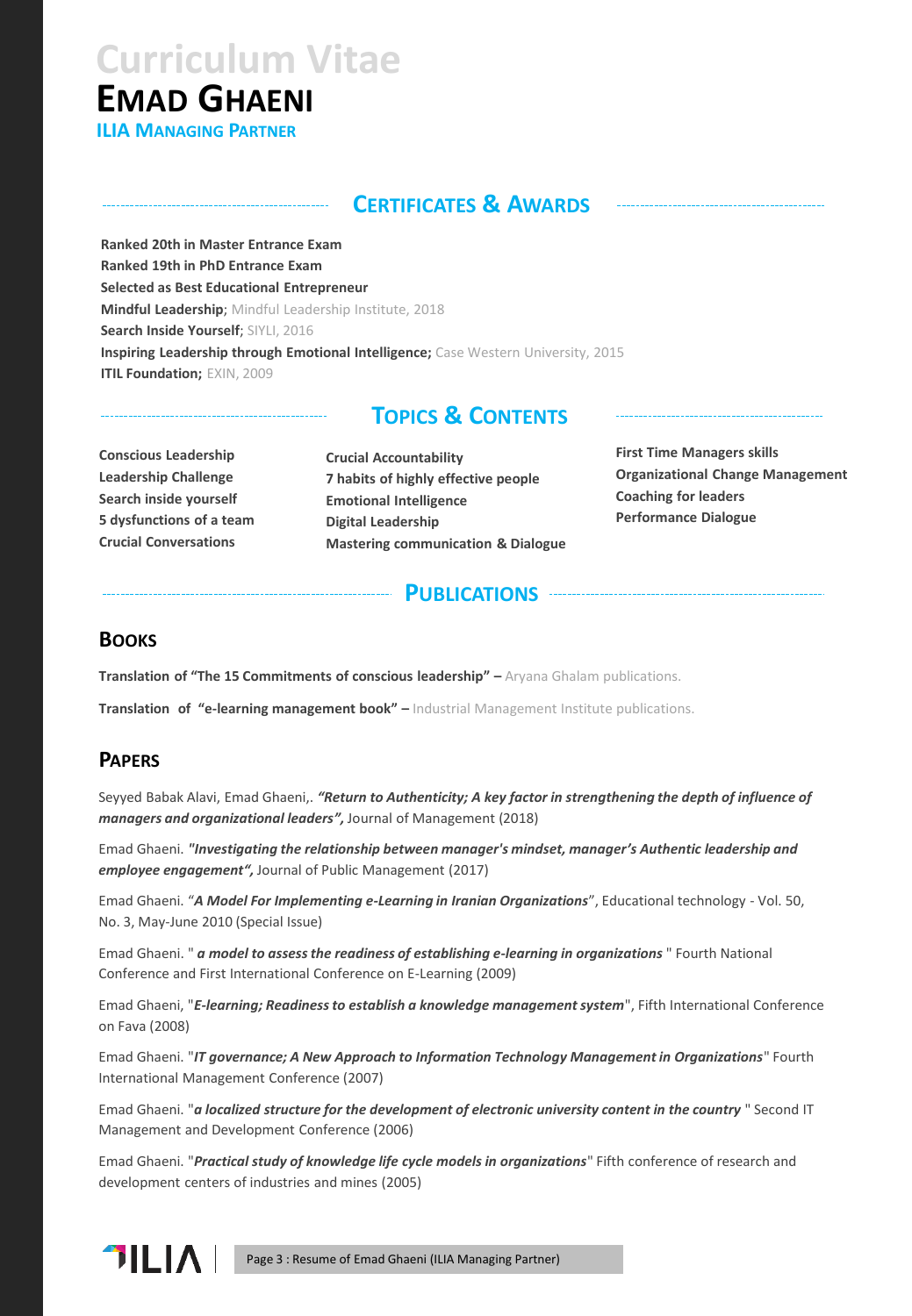# Curriculum Vitae

# EMAD GHAENI

**ILIA MANAGING PARTNER**

## CERTIFICATES & AWARDS

**Ranked 20th in Master Entrance Exam**
**Ranked 19th in PhD Entrance Exam**
**Selected as Best Educational Entrepreneur**
**Mindful Leadership**; Mindful Leadership Institute, 2018
**Search Inside Yourself**; SIYLI, 2016
**Inspiring Leadership through Emotional Intelligence;** Case Western University, 2015
**ITIL Foundation;** EXIN, 2009

## TOPICS & CONTENTS

**Conscious Leadership**
**Leadership Challenge**
**Search inside yourself**
**5 dysfunctions of a team**
**Crucial Conversations**
**Crucial Accountability**
**7 habits of highly effective people**
**Emotional Intelligence**
**Digital Leadership**
**Mastering communication & Dialogue**
**First Time Managers skills**
**Organizational Change Management**
**Coaching for leaders**
**Performance Dialogue**

## PUBLICATIONS

### BOOKS

**Translation of "The 15 Commitments of conscious leadership" –** Aryana Ghalam publications.

**Translation of "e-learning management book" –** Industrial Management Institute publications.

### PAPERS

Seyyed Babak Alavi, Emad Ghaeni,. ***"Return to Authenticity; A key factor in strengthening the depth of influence of managers and organizational leaders",*** Journal of Management (2018)

Emad Ghaeni. ***"Investigating the relationship between manager's mindset, manager's Authentic leadership and employee engagement",*** Journal of Public Management (2017)

Emad Ghaeni. "***A Model For Implementing e-Learning in Iranian Organizations***", Educational technology - Vol. 50, No. 3, May-June 2010 (Special Issue)

Emad Ghaeni. " ***a model to assess the readiness of establishing e-learning in organizations*** " Fourth National Conference and First International Conference on E-Learning (2009)

Emad Ghaeni, "***E-learning; Readiness to establish a knowledge management system***", Fifth International Conference on Fava (2008)

Emad Ghaeni. "***IT governance; A New Approach to Information Technology Management in Organizations***" Fourth International Management Conference (2007)

Emad Ghaeni. "***a localized structure for the development of electronic university content in the country*** " Second IT Management and Development Conference (2006)

Emad Ghaeni. "***Practical study of knowledge life cycle models in organizations***" Fifth conference of research and development centers of industries and mines (2005)